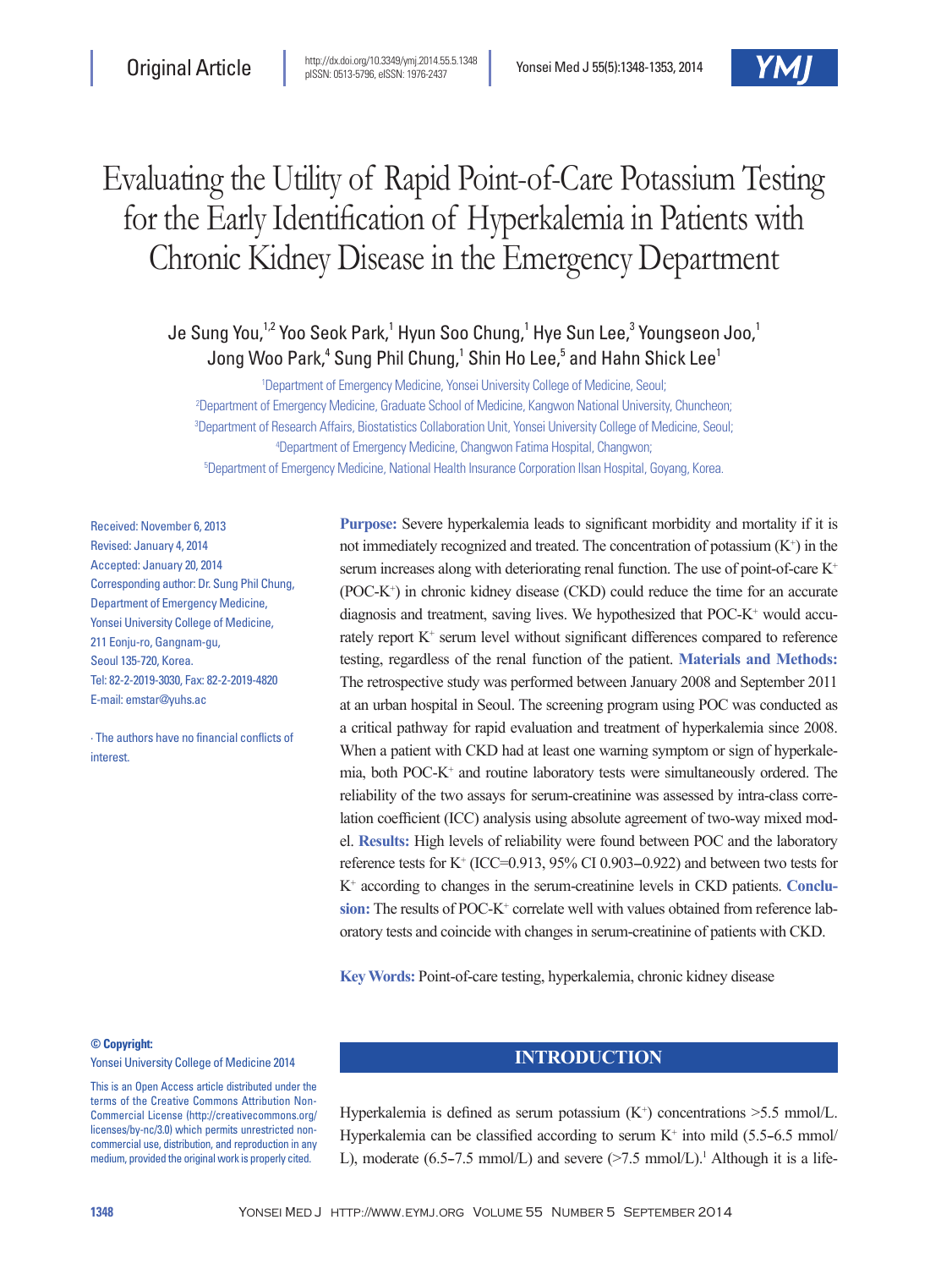Original Article

http://dx.doi.org/10.3349/ymj.2014.55.5.1348
pISSN: 0513-5796, eISSN: 1976-2437

# Evaluating the Utility of Rapid Point-of-Care Potassium Testing for the Early Identification of Hyperkalemia in Patients with Chronic Kidney Disease in the Emergency Department

Je Sung You,[1,2] Yoo Seok Park,[1] Hyun Soo Chung,[1] Hye Sun Lee,[3] Youngseon Joo,[1] Jong Woo Park,[4] Sung Phil Chung,[1] Shin Ho Lee,[5] and Hahn Shick Lee[1]

[1]Department of Emergency Medicine, Yonsei University College of Medicine, Seoul;
[2]Department of Emergency Medicine, Graduate School of Medicine, Kangwon National University, Chuncheon;
[3]Department of Research Affairs, Biostatistics Collaboration Unit, Yonsei University College of Medicine, Seoul;
[4]Department of Emergency Medicine, Changwon Fatima Hospital, Changwon;
[5]Department of Emergency Medicine, National Health Insurance Corporation Ilsan Hospital, Goyang, Korea.

Received: November 6, 2013
Revised: January 4, 2014
Accepted: January 20, 2014
Corresponding author: Dr. Sung Phil Chung, Department of Emergency Medicine, Yonsei University College of Medicine, 211 Eonju-ro, Gangnam-gu, Seoul 135-720, Korea.
Tel: 82-2-2019-3030, Fax: 82-2-2019-4820
E-mail: emstar@yuhs.ac

∙ The authors have no financial conflicts of interest.

**Purpose:** Severe hyperkalemia leads to significant morbidity and mortality if it is not immediately recognized and treated. The concentration of potassium ($K^+$) in the serum increases along with deteriorating renal function. The use of point-of-care $K^+$ (POC-$K^+$) in chronic kidney disease (CKD) could reduce the time for an accurate diagnosis and treatment, saving lives. We hypothesized that POC-$K^+$ would accurately report $K^+$ serum level without significant differences compared to reference testing, regardless of the renal function of the patient. **Materials and Methods:** The retrospective study was performed between January 2008 and September 2011 at an urban hospital in Seoul. The screening program using POC was conducted as a critical pathway for rapid evaluation and treatment of hyperkalemia since 2008. When a patient with CKD had at least one warning symptom or sign of hyperkalemia, both POC-$K^+$ and routine laboratory tests were simultaneously ordered. The reliability of the two assays for serum-creatinine was assessed by intra-class correlation coefficient (ICC) analysis using absolute agreement of two-way mixed model. **Results:** High levels of reliability were found between POC and the laboratory reference tests for $K^+$ (ICC=0.913, 95% CI 0.903–0.922) and between two tests for $K^+$ according to changes in the serum-creatinine levels in CKD patients. **Conclusion:** The results of POC-$K^+$ correlate well with values obtained from reference laboratory tests and coincide with changes in serum-creatinine of patients with CKD.

**Key Words:** Point-of-care testing, hyperkalemia, chronic kidney disease

**© Copyright:**
Yonsei University College of Medicine 2014

This is an Open Access article distributed under the terms of the Creative Commons Attribution Non-Commercial License (http://creativecommons.org/licenses/by-nc/3.0) which permits unrestricted non-commercial use, distribution, and reproduction in any medium, provided the original work is properly cited.

## INTRODUCTION

Hyperkalemia is defined as serum potassium ($K^+$) concentrations >5.5 mmol/L. Hyperkalemia can be classified according to serum $K^+$ into mild (5.5–6.5 mmol/L), moderate (6.5–7.5 mmol/L) and severe (>7.5 mmol/L).[1] Although it is a life-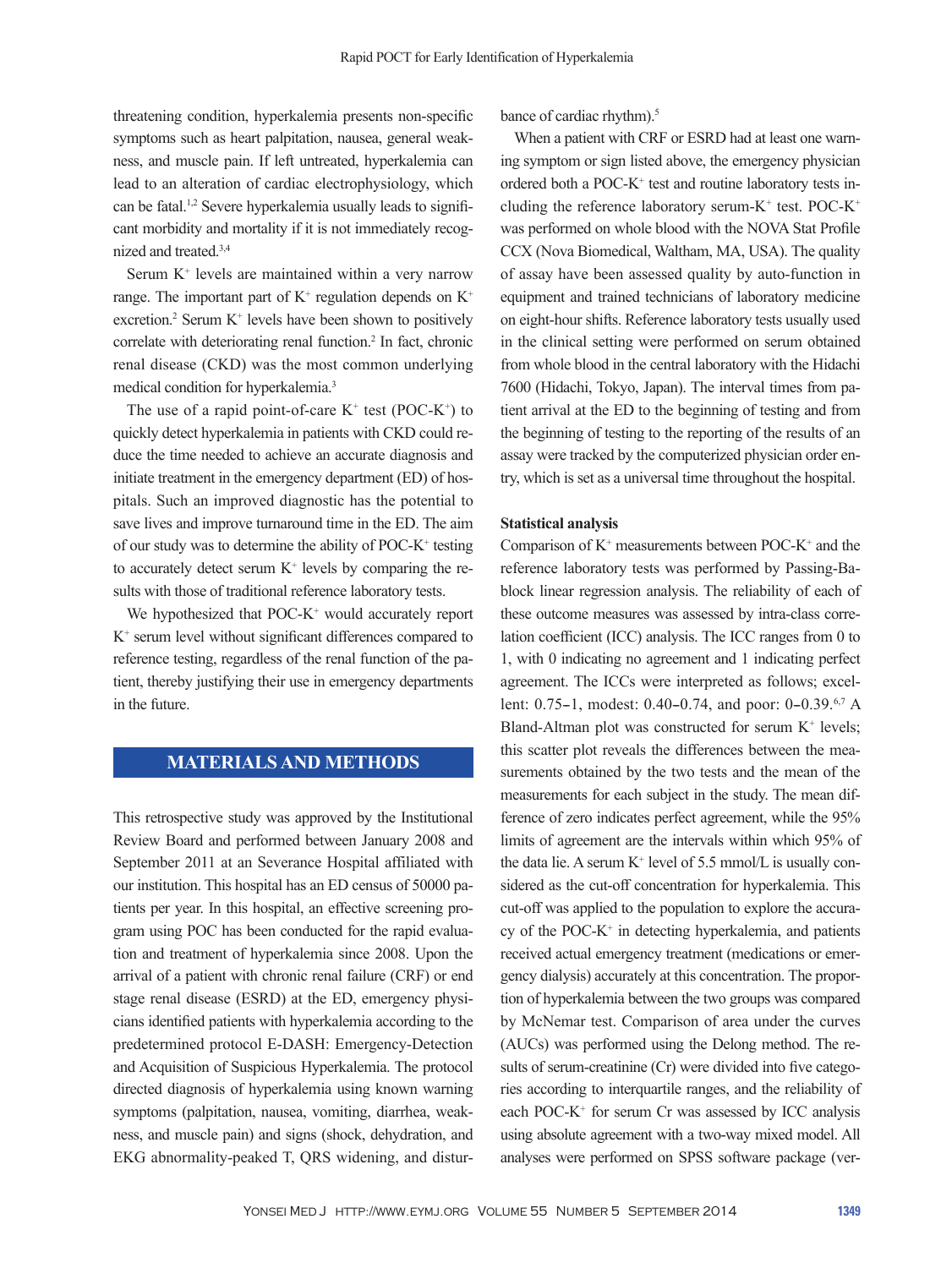threatening condition, hyperkalemia presents non-specific symptoms such as heart palpitation, nausea, general weakness, and muscle pain. If left untreated, hyperkalemia can lead to an alteration of cardiac electrophysiology, which can be fatal.[1,2] Severe hyperkalemia usually leads to significant morbidity and mortality if it is not immediately recognized and treated.[3,4]

Serum $K^+$ levels are maintained within a very narrow range. The important part of $K^+$ regulation depends on $K^+$ excretion.[2] Serum $K^+$ levels have been shown to positively correlate with deteriorating renal function.[2] In fact, chronic renal disease (CKD) was the most common underlying medical condition for hyperkalemia.[3]

The use of a rapid point-of-care $K^+$ test (POC-$K^+$) to quickly detect hyperkalemia in patients with CKD could reduce the time needed to achieve an accurate diagnosis and initiate treatment in the emergency department (ED) of hospitals. Such an improved diagnostic has the potential to save lives and improve turnaround time in the ED. The aim of our study was to determine the ability of POC-$K^+$ testing to accurately detect serum $K^+$ levels by comparing the results with those of traditional reference laboratory tests.

We hypothesized that POC-$K^+$ would accurately report $K^+$ serum level without significant differences compared to reference testing, regardless of the renal function of the patient, thereby justifying their use in emergency departments in the future.

## MATERIALS AND METHODS

This retrospective study was approved by the Institutional Review Board and performed between January 2008 and September 2011 at an Severance Hospital affiliated with our institution. This hospital has an ED census of 50000 patients per year. In this hospital, an effective screening program using POC has been conducted for the rapid evaluation and treatment of hyperkalemia since 2008. Upon the arrival of a patient with chronic renal failure (CRF) or end stage renal disease (ESRD) at the ED, emergency physicians identified patients with hyperkalemia according to the predetermined protocol E-DASH: Emergency-Detection and Acquisition of Suspicious Hyperkalemia. The protocol directed diagnosis of hyperkalemia using known warning symptoms (palpitation, nausea, vomiting, diarrhea, weakness, and muscle pain) and signs (shock, dehydration, and EKG abnormality-peaked T, QRS widening, and disturbance of cardiac rhythm).[5]

When a patient with CRF or ESRD had at least one warning symptom or sign listed above, the emergency physician ordered both a POC-$K^+$ test and routine laboratory tests including the reference laboratory serum-$K^+$ test. POC-$K^+$ was performed on whole blood with the NOVA Stat Profile CCX (Nova Biomedical, Waltham, MA, USA). The quality of assay have been assessed quality by auto-function in equipment and trained technicians of laboratory medicine on eight-hour shifts. Reference laboratory tests usually used in the clinical setting were performed on serum obtained from whole blood in the central laboratory with the Hidachi 7600 (Hidachi, Tokyo, Japan). The interval times from patient arrival at the ED to the beginning of testing and from the beginning of testing to the reporting of the results of an assay were tracked by the computerized physician order entry, which is set as a universal time throughout the hospital.

### Statistical analysis

Comparison of $K^+$ measurements between POC-$K^+$ and the reference laboratory tests was performed by Passing-Bablock linear regression analysis. The reliability of each of these outcome measures was assessed by intra-class correlation coefficient (ICC) analysis. The ICC ranges from 0 to 1, with 0 indicating no agreement and 1 indicating perfect agreement. The ICCs were interpreted as follows; excellent: 0.75–1, modest: 0.40–0.74, and poor: 0–0.39.[6,7] A Bland-Altman plot was constructed for serum $K^+$ levels; this scatter plot reveals the differences between the measurements obtained by the two tests and the mean of the measurements for each subject in the study. The mean difference of zero indicates perfect agreement, while the 95% limits of agreement are the intervals within which 95% of the data lie. A serum $K^+$ level of 5.5 mmol/L is usually considered as the cut-off concentration for hyperkalemia. This cut-off was applied to the population to explore the accuracy of the POC-$K^+$ in detecting hyperkalemia, and patients received actual emergency treatment (medications or emergency dialysis) accurately at this concentration. The proportion of hyperkalemia between the two groups was compared by McNemar test. Comparison of area under the curves (AUCs) was performed using the Delong method. The results of serum-creatinine (Cr) were divided into five categories according to interquartile ranges, and the reliability of each POC-$K^+$ for serum Cr was assessed by ICC analysis using absolute agreement with a two-way mixed model. All analyses were performed on SPSS software package (ver-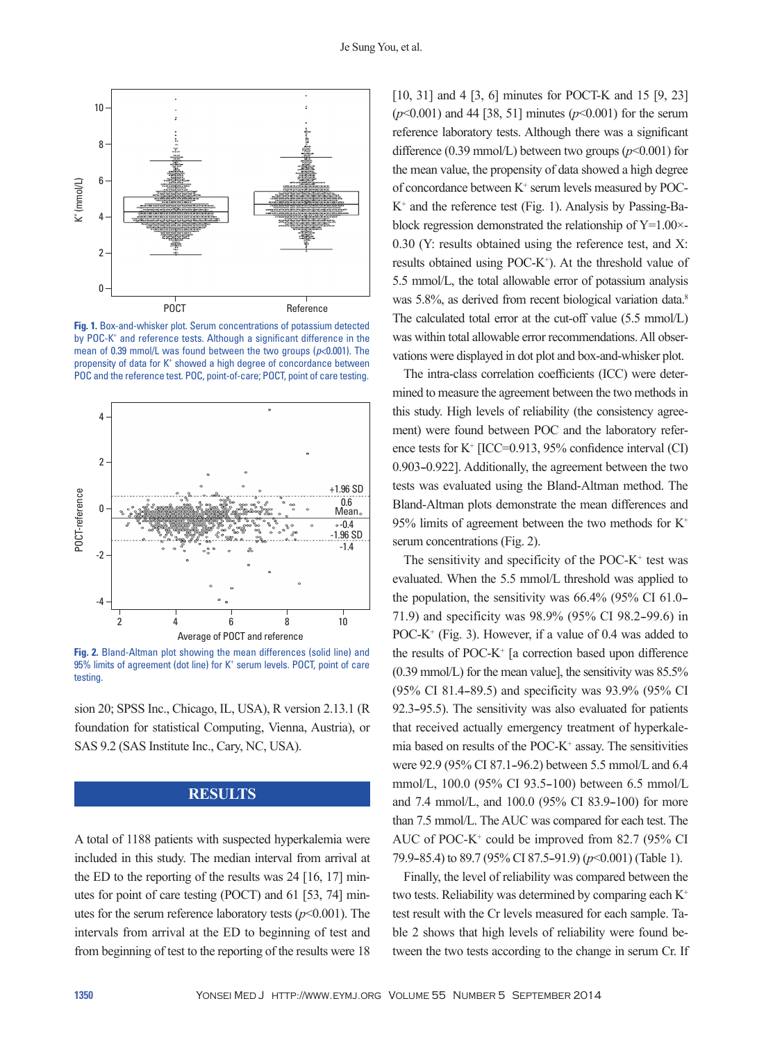Fig. 1. Box-and-whisker plot. Serum concentrations of potassium detected by POC-$K^+$ and reference tests. Although a significant difference in the mean of 0.39 mmol/L was found between the two groups ($p$<0.001). The propensity of data for $K^+$ showed a high degree of concordance between POC and the reference test. POC, point-of-care; POCT, point of care testing.

Fig. 2. Bland-Altman plot showing the mean differences (solid line) and 95% limits of agreement (dot line) for $K^+$ serum levels. POCT, point of care testing.

sion 20; SPSS Inc., Chicago, IL, USA), R version 2.13.1 (R foundation for statistical Computing, Vienna, Austria), or SAS 9.2 (SAS Institute Inc., Cary, NC, USA).

## RESULTS

A total of 1188 patients with suspected hyperkalemia were included in this study. The median interval from arrival at the ED to the reporting of the results was 24 [16, 17] minutes for point of care testing (POCT) and 61 [53, 74] minutes for the serum reference laboratory tests ($p$<0.001). The intervals from arrival at the ED to beginning of test and from beginning of test to the reporting of the results were 18 [10, 31] and 4 [3, 6] minutes for POCT-K and 15 [9, 23] ($p$<0.001) and 44 [38, 51] minutes ($p$<0.001) for the serum reference laboratory tests. Although there was a significant difference (0.39 mmol/L) between two groups ($p$<0.001) for the mean value, the propensity of data showed a high degree of concordance between $K^+$ serum levels measured by POC-$K^+$ and the reference test (Fig. 1). Analysis by Passing-Bablock regression demonstrated the relationship of Y=1.00×-0.30 (Y: results obtained using the reference test, and X: results obtained using POC-$K^+$). At the threshold value of 5.5 mmol/L, the total allowable error of potassium analysis was 5.8%, as derived from recent biological variation data.[8] The calculated total error at the cut-off value (5.5 mmol/L) was within total allowable error recommendations. All observations were displayed in dot plot and box-and-whisker plot.

The intra-class correlation coefficients (ICC) were determined to measure the agreement between the two methods in this study. High levels of reliability (the consistency agreement) were found between POC and the laboratory reference tests for $K^+$ [ICC=0.913, 95% confidence interval (CI) 0.903–0.922]. Additionally, the agreement between the two tests was evaluated using the Bland-Altman method. The Bland-Altman plots demonstrate the mean differences and 95% limits of agreement between the two methods for $K^+$ serum concentrations (Fig. 2).

The sensitivity and specificity of the POC-$K^+$ test was evaluated. When the 5.5 mmol/L threshold was applied to the population, the sensitivity was 66.4% (95% CI 61.0–71.9) and specificity was 98.9% (95% CI 98.2–99.6) in POC-$K^+$ (Fig. 3). However, if a value of 0.4 was added to the results of POC-$K^+$ [a correction based upon difference (0.39 mmol/L) for the mean value], the sensitivity was 85.5% (95% CI 81.4–89.5) and specificity was 93.9% (95% CI 92.3–95.5). The sensitivity was also evaluated for patients that received actually emergency treatment of hyperkalemia based on results of the POC-$K^+$ assay. The sensitivities were 92.9 (95% CI 87.1–96.2) between 5.5 mmol/L and 6.4 mmol/L, 100.0 (95% CI 93.5–100) between 6.5 mmol/L and 7.4 mmol/L, and 100.0 (95% CI 83.9–100) for more than 7.5 mmol/L. The AUC was compared for each test. The AUC of POC-$K^+$ could be improved from 82.7 (95% CI 79.9–85.4) to 89.7 (95% CI 87.5–91.9) ($p$<0.001) (Table 1).

Finally, the level of reliability was compared between the two tests. Reliability was determined by comparing each $K^+$ test result with the Cr levels measured for each sample. Table 2 shows that high levels of reliability were found between the two tests according to the change in serum Cr. If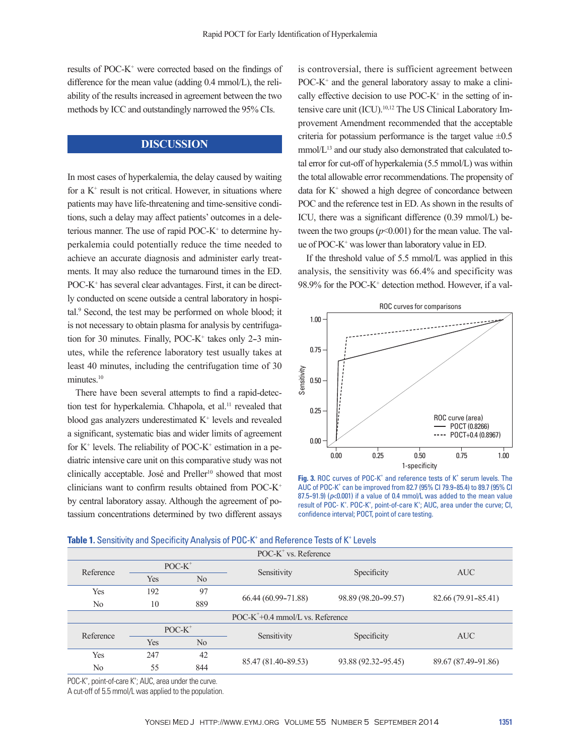results of POC-$K^+$ were corrected based on the findings of difference for the mean value (adding 0.4 mmol/L), the reliability of the results increased in agreement between the two methods by ICC and outstandingly narrowed the 95% CIs.

## DISCUSSION

In most cases of hyperkalemia, the delay caused by waiting for a $K^+$ result is not critical. However, in situations where patients may have life-threatening and time-sensitive conditions, such a delay may affect patients' outcomes in a deleterious manner. The use of rapid POC-$K^+$ to determine hyperkalemia could potentially reduce the time needed to achieve an accurate diagnosis and administer early treatments. It may also reduce the turnaround times in the ED. POC-$K^+$ has several clear advantages. First, it can be directly conducted on scene outside a central laboratory in hospital.[9] Second, the test may be performed on whole blood; it is not necessary to obtain plasma for analysis by centrifugation for 30 minutes. Finally, POC-$K^+$ takes only 2–3 minutes, while the reference laboratory test usually takes at least 40 minutes, including the centrifugation time of 30 minutes.[10]

There have been several attempts to find a rapid-detection test for hyperkalemia. Chhapola, et al.[11] revealed that blood gas analyzers underestimated $K^+$ levels and revealed a significant, systematic bias and wider limits of agreement for $K^+$ levels. The reliability of POC-$K^+$ estimation in a pediatric intensive care unit on this comparative study was not clinically acceptable. José and Preller[10] showed that most clinicians want to confirm results obtained from POC-$K^+$ by central laboratory assay. Although the agreement of potassium concentrations determined by two different assays is controversial, there is sufficient agreement between POC-$K^+$ and the general laboratory assay to make a clinically effective decision to use POC-$K^+$ in the setting of intensive care unit (ICU).[10,12] The US Clinical Laboratory Improvement Amendment recommended that the acceptable criteria for potassium performance is the target value ±0.5 mmol/L[13] and our study also demonstrated that calculated total error for cut-off of hyperkalemia (5.5 mmol/L) was within the total allowable error recommendations. The propensity of data for $K^+$ showed a high degree of concordance between POC and the reference test in ED. As shown in the results of ICU, there was a significant difference (0.39 mmol/L) between the two groups ($p$<0.001) for the mean value. The value of POC-$K^+$ was lower than laboratory value in ED.

If the threshold value of 5.5 mmol/L was applied in this analysis, the sensitivity was 66.4% and specificity was 98.9% for the POC-$K^+$ detection method. However, if a val-

**Fig. 3.** ROC curves of POC-$K^+$ and reference tests of $K^+$ serum levels. The AUC of POC-$K^+$ can be improved from 82.7 (95% CI 79.9–85.4) to 89.7 (95% CI 87.5–91.9) ($p$<0.001) if a value of 0.4 mmol/L was added to the mean value result of POC- $K^+$. POC-$K^+$, point-of-care $K^+$; AUC, area under the curve; CI, confidence interval; POCT, point of care testing.

**Table 1.** Sensitivity and Specificity Analysis of POC-$K^+$ and Reference Tests of $K^+$ Levels

| Reference | POC-$K^+$ Yes | POC-$K^+$ No | Sensitivity | Specificity | AUC |
|---|---|---|---|---|---|
| **POC-$K^+$ vs. Reference** | | | | | |
| Yes | 192 | 97 | 66.44 (60.99–71.88) | 98.89 (98.20–99.57) | 82.66 (79.91–85.41) |
| No | 10 | 889 | | | |
| **POC-$K^+$+0.4 mmol/L vs. Reference** | | | | | |
| Yes | 247 | 42 | 85.47 (81.40–89.53) | 93.88 (92.32–95.45) | 89.67 (87.49–91.86) |
| No | 55 | 844 | | | |

POC-$K^+$, point-of-care $K^+$; AUC, area under the curve.
A cut-off of 5.5 mmol/L was applied to the population.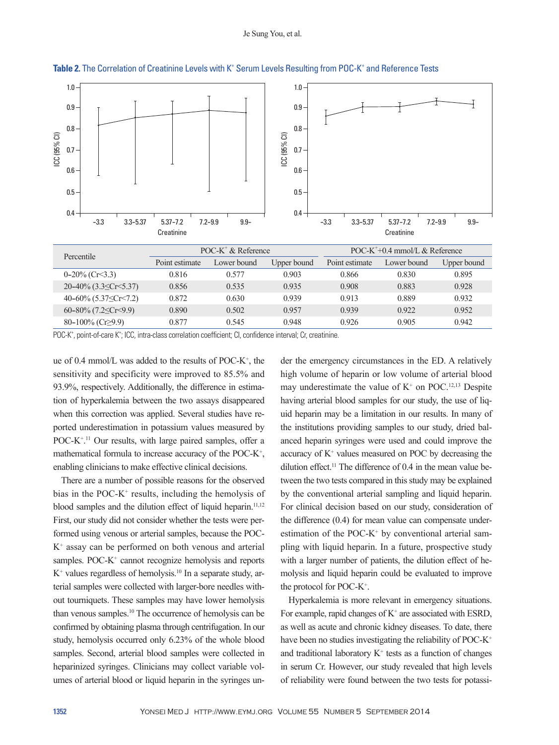**Table 2.** The Correlation of Creatinine Levels with $K^+$ Serum Levels Resulting from POC-$K^+$ and Reference Tests

| Percentile | POC-$K^+$ & Reference | | | POC-$K^+$+0.4 mmol/L & Reference | | |
|---|---|---|---|---|---|---|
| | Point estimate | Lower bound | Upper bound | Point estimate | Lower bound | Upper bound |
| 0–20% (Cr<3.3) | 0.816 | 0.577 | 0.903 | 0.866 | 0.830 | 0.895 |
| 20–40% (3.3≤Cr<5.37) | 0.856 | 0.535 | 0.935 | 0.908 | 0.883 | 0.928 |
| 40–60% (5.37≤Cr<7.2) | 0.872 | 0.630 | 0.939 | 0.913 | 0.889 | 0.932 |
| 60–80% (7.2≤Cr<9.9) | 0.890 | 0.502 | 0.957 | 0.939 | 0.922 | 0.952 |
| 80–100% (Cr≥9.9) | 0.877 | 0.545 | 0.948 | 0.926 | 0.905 | 0.942 |

POC-$K^+$, point-of-care $K^+$; ICC, intra-class correlation coefficient; CI, confidence interval; Cr, creatinine.

ue of 0.4 mmol/L was added to the results of POC-$K^+$, the sensitivity and specificity were improved to 85.5% and 93.9%, respectively. Additionally, the difference in estimation of hyperkalemia between the two assays disappeared when this correction was applied. Several studies have reported underestimation in potassium values measured by POC-$K^+$.[11] Our results, with large paired samples, offer a mathematical formula to increase accuracy of the POC-$K^+$, enabling clinicians to make effective clinical decisions.

There are a number of possible reasons for the observed bias in the POC-$K^+$ results, including the hemolysis of blood samples and the dilution effect of liquid heparin.[11,12] First, our study did not consider whether the tests were performed using venous or arterial samples, because the POC-$K^+$ assay can be performed on both venous and arterial samples. POC-$K^+$ cannot recognize hemolysis and reports $K^+$ values regardless of hemolysis.[10] In a separate study, arterial samples were collected with larger-bore needles without tourniquets. These samples may have lower hemolysis than venous samples.[10] The occurrence of hemolysis can be confirmed by obtaining plasma through centrifugation. In our study, hemolysis occurred only 6.23% of the whole blood samples. Second, arterial blood samples were collected in heparinized syringes. Clinicians may collect variable volumes of arterial blood or liquid heparin in the syringes under the emergency circumstances in the ED. A relatively high volume of heparin or low volume of arterial blood may underestimate the value of $K^+$ on POC.[12,13] Despite having arterial blood samples for our study, the use of liquid heparin may be a limitation in our results. In many of the institutions providing samples to our study, dried balanced heparin syringes were used and could improve the accuracy of $K^+$ values measured on POC by decreasing the dilution effect.[11] The difference of 0.4 in the mean value between the two tests compared in this study may be explained by the conventional arterial sampling and liquid heparin. For clinical decision based on our study, consideration of the difference (0.4) for mean value can compensate underestimation of the POC-$K^+$ by conventional arterial sampling with liquid heparin. In a future, prospective study with a larger number of patients, the dilution effect of hemolysis and liquid heparin could be evaluated to improve the protocol for POC-$K^+$.

Hyperkalemia is more relevant in emergency situations. For example, rapid changes of $K^+$ are associated with ESRD, as well as acute and chronic kidney diseases. To date, there have been no studies investigating the reliability of POC-$K^+$ and traditional laboratory $K^+$ tests as a function of changes in serum Cr. However, our study revealed that high levels of reliability were found between the two tests for potassi-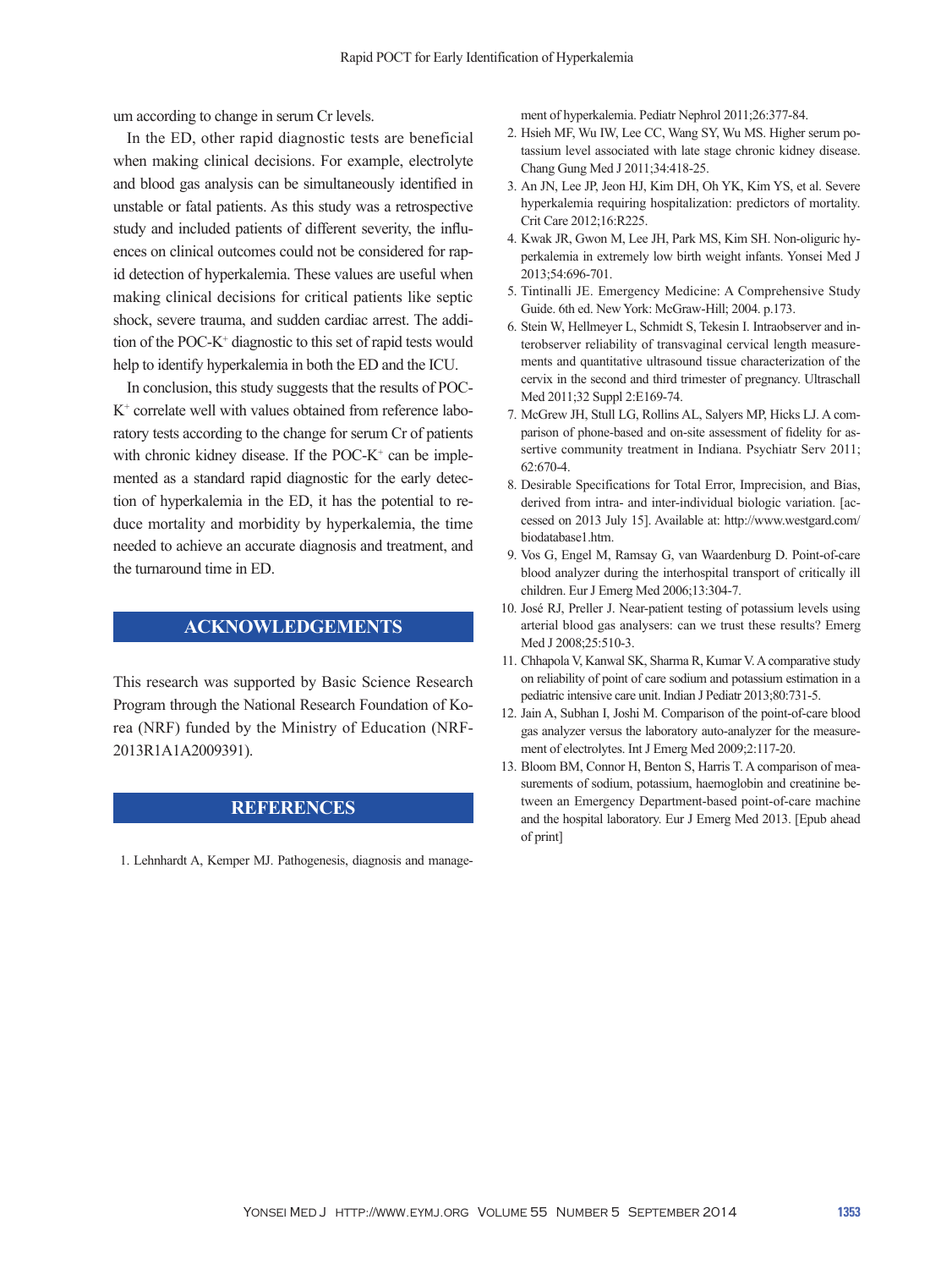um according to change in serum Cr levels.

In the ED, other rapid diagnostic tests are beneficial when making clinical decisions. For example, electrolyte and blood gas analysis can be simultaneously identified in unstable or fatal patients. As this study was a retrospective study and included patients of different severity, the influences on clinical outcomes could not be considered for rapid detection of hyperkalemia. These values are useful when making clinical decisions for critical patients like septic shock, severe trauma, and sudden cardiac arrest. The addition of the POC-$K^+$ diagnostic to this set of rapid tests would help to identify hyperkalemia in both the ED and the ICU.

In conclusion, this study suggests that the results of POC-$K^+$ correlate well with values obtained from reference laboratory tests according to the change for serum Cr of patients with chronic kidney disease. If the POC-$K^+$ can be implemented as a standard rapid diagnostic for the early detection of hyperkalemia in the ED, it has the potential to reduce mortality and morbidity by hyperkalemia, the time needed to achieve an accurate diagnosis and treatment, and the turnaround time in ED.

## ACKNOWLEDGEMENTS

This research was supported by Basic Science Research Program through the National Research Foundation of Korea (NRF) funded by the Ministry of Education (NRF-2013R1A1A2009391).

## REFERENCES

1. Lehnhardt A, Kemper MJ. Pathogenesis, diagnosis and management of hyperkalemia. Pediatr Nephrol 2011;26:377-84.
2. Hsieh MF, Wu IW, Lee CC, Wang SY, Wu MS. Higher serum potassium level associated with late stage chronic kidney disease. Chang Gung Med J 2011;34:418-25.
3. An JN, Lee JP, Jeon HJ, Kim DH, Oh YK, Kim YS, et al. Severe hyperkalemia requiring hospitalization: predictors of mortality. Crit Care 2012;16:R225.
4. Kwak JR, Gwon M, Lee JH, Park MS, Kim SH. Non-oliguric hyperkalemia in extremely low birth weight infants. Yonsei Med J 2013;54:696-701.
5. Tintinalli JE. Emergency Medicine: A Comprehensive Study Guide. 6th ed. New York: McGraw-Hill; 2004. p.173.
6. Stein W, Hellmeyer L, Schmidt S, Tekesin I. Intraobserver and interobserver reliability of transvaginal cervical length measurements and quantitative ultrasound tissue characterization of the cervix in the second and third trimester of pregnancy. Ultraschall Med 2011;32 Suppl 2:E169-74.
7. McGrew JH, Stull LG, Rollins AL, Salyers MP, Hicks LJ. A comparison of phone-based and on-site assessment of fidelity for assertive community treatment in Indiana. Psychiatr Serv 2011;62:670-4.
8. Desirable Specifications for Total Error, Imprecision, and Bias, derived from intra- and inter-individual biologic variation. [accessed on 2013 July 15]. Available at: http://www.westgard.com/biodatabase1.htm.
9. Vos G, Engel M, Ramsay G, van Waardenburg D. Point-of-care blood analyzer during the interhospital transport of critically ill children. Eur J Emerg Med 2006;13:304-7.
10. José RJ, Preller J. Near-patient testing of potassium levels using arterial blood gas analysers: can we trust these results? Emerg Med J 2008;25:510-3.
11. Chhapola V, Kanwal SK, Sharma R, Kumar V. A comparative study on reliability of point of care sodium and potassium estimation in a pediatric intensive care unit. Indian J Pediatr 2013;80:731-5.
12. Jain A, Subhan I, Joshi M. Comparison of the point-of-care blood gas analyzer versus the laboratory auto-analyzer for the measurement of electrolytes. Int J Emerg Med 2009;2:117-20.
13. Bloom BM, Connor H, Benton S, Harris T. A comparison of measurements of sodium, potassium, haemoglobin and creatinine between an Emergency Department-based point-of-care machine and the hospital laboratory. Eur J Emerg Med 2013. [Epub ahead of print]